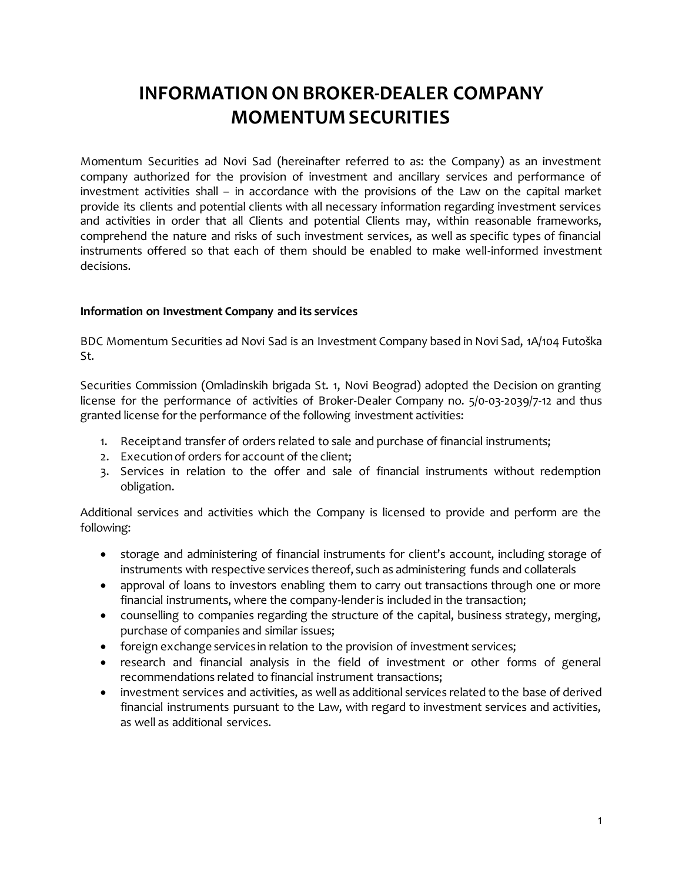# INFORMATION ON BROKER-DEALER COMPANY MOMENTUM SECURITIES

Momentum Securities ad Novi Sad (hereinafter referred to as: the Company) as an investment company authorized for the provision of investment and ancillary services and performance of investment activities shall – in accordance with the provisions of the Law on the capital market provide its clients and potential clients with all necessary information regarding investment services and activities in order that all Clients and potential Clients may, within reasonable frameworks, comprehend the nature and risks of such investment services, as well as specific types of financial instruments offered so that each of them should be enabled to make well-informed investment decisions.

**Information on Investment Company and its services**

BDC Momentum Securities ad Novi Sad is an Investment Company based in Novi Sad, 1A/104 Futoška St.

Securities Commission (Omladinskih brigada St. 1, Novi Beograd) adopted the Decision on granting license for the performance of activities of Broker-Dealer Company no. 5/0-03-2039/7-12 and thus granted license for the performance of the following investment activities:

1. Receipt and transfer of orders related to sale and purchase of financial instruments;
2. Execution of orders for account of the client;
3. Services in relation to the offer and sale of financial instruments without redemption obligation.

Additional services and activities which the Company is licensed to provide and perform are the following:

- storage and administering of financial instruments for client's account, including storage of instruments with respective services thereof, such as administering funds and collaterals
- approval of loans to investors enabling them to carry out transactions through one or more financial instruments, where the company-lender is included in the transaction;
- counselling to companies regarding the structure of the capital, business strategy, merging, purchase of companies and similar issues;
- foreign exchange services in relation to the provision of investment services;
- research and financial analysis in the field of investment or other forms of general recommendations related to financial instrument transactions;
- investment services and activities, as well as additional services related to the base of derived financial instruments pursuant to the Law, with regard to investment services and activities, as well as additional services.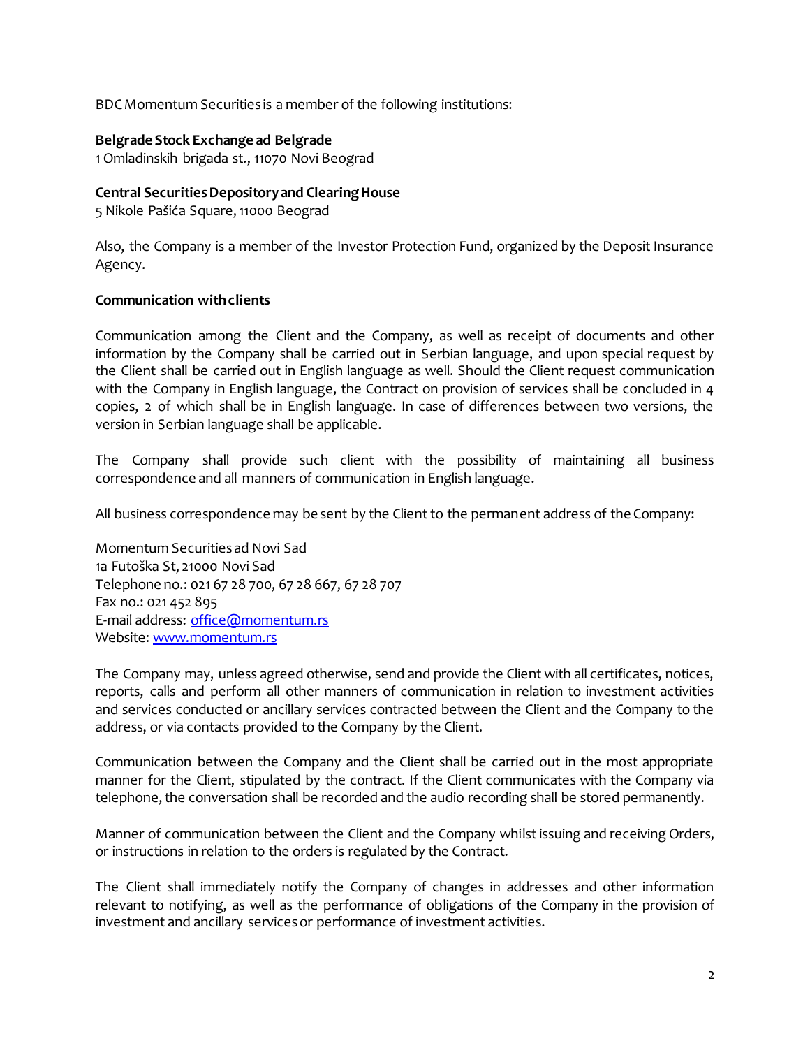BDC Momentum Securities is a member of the following institutions:

**Belgrade Stock Exchange ad Belgrade**
1 Omladinskih brigada st., 11070 Novi Beograd

**Central Securities Depository and Clearing House**
5 Nikole Pašića Square, 11000 Beograd

Also, the Company is a member of the Investor Protection Fund, organized by the Deposit Insurance Agency.

**Communication with clients**

Communication among the Client and the Company, as well as receipt of documents and other information by the Company shall be carried out in Serbian language, and upon special request by the Client shall be carried out in English language as well. Should the Client request communication with the Company in English language, the Contract on provision of services shall be concluded in 4 copies, 2 of which shall be in English language. In case of differences between two versions, the version in Serbian language shall be applicable.

The Company shall provide such client with the possibility of maintaining all business correspondence and all manners of communication in English language.

All business correspondence may be sent by the Client to the permanent address of the Company:

Momentum Securities ad Novi Sad
1a Futoška St, 21000 Novi Sad
Telephone no.: 021 67 28 700, 67 28 667, 67 28 707
Fax no.: 021 452 895
E-mail address: office@momentum.rs
Website: www.momentum.rs

The Company may, unless agreed otherwise, send and provide the Client with all certificates, notices, reports, calls and perform all other manners of communication in relation to investment activities and services conducted or ancillary services contracted between the Client and the Company to the address, or via contacts provided to the Company by the Client.

Communication between the Company and the Client shall be carried out in the most appropriate manner for the Client, stipulated by the contract. If the Client communicates with the Company via telephone, the conversation shall be recorded and the audio recording shall be stored permanently.

Manner of communication between the Client and the Company whilst issuing and receiving Orders, or instructions in relation to the orders is regulated by the Contract.

The Client shall immediately notify the Company of changes in addresses and other information relevant to notifying, as well as the performance of obligations of the Company in the provision of investment and ancillary services or performance of investment activities.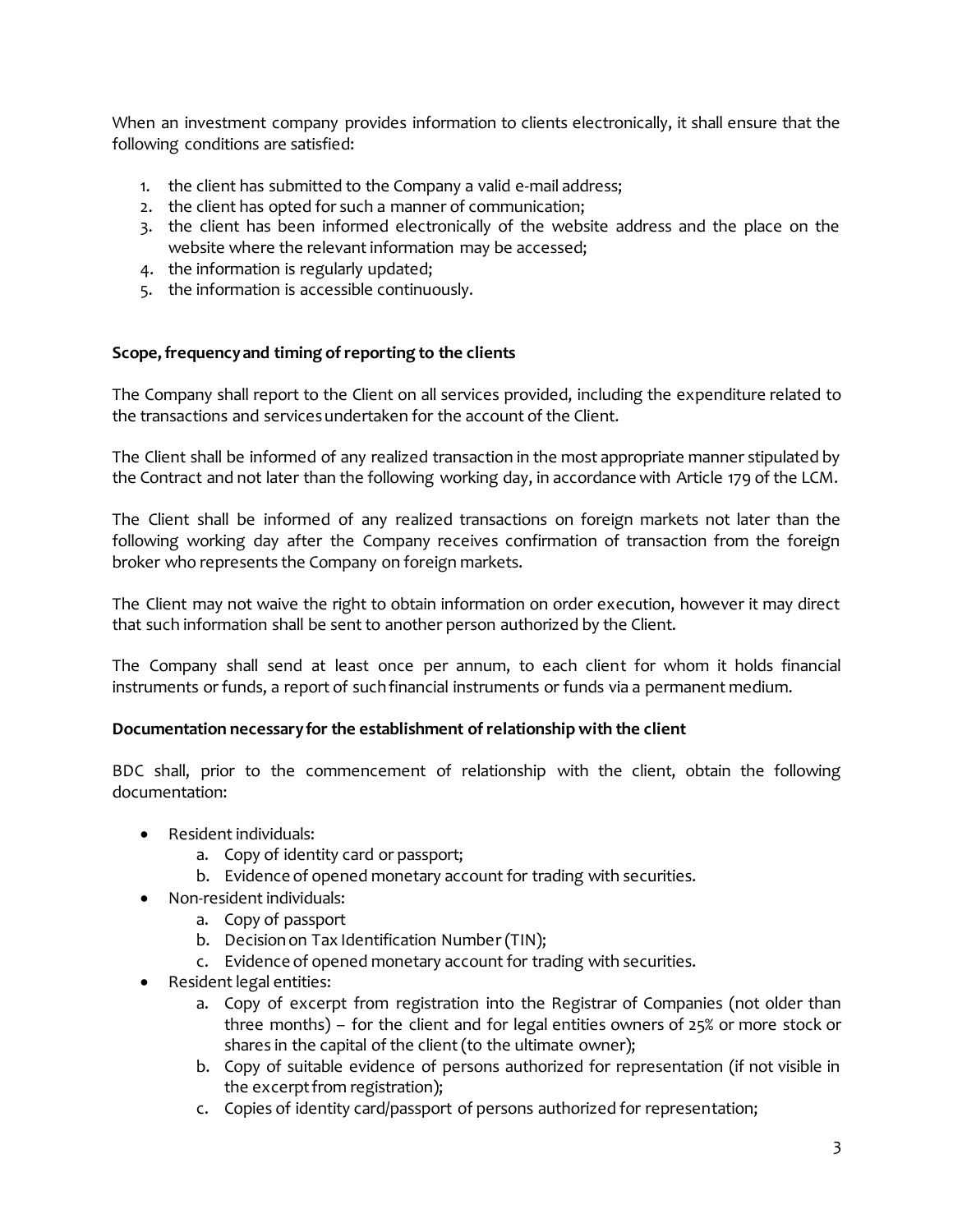When an investment company provides information to clients electronically, it shall ensure that the following conditions are satisfied:

1. the client has submitted to the Company a valid e-mail address;
2. the client has opted for such a manner of communication;
3. the client has been informed electronically of the website address and the place on the website where the relevant information may be accessed;
4. the information is regularly updated;
5. the information is accessible continuously.

**Scope, frequency and timing of reporting to the clients**

The Company shall report to the Client on all services provided, including the expenditure related to the transactions and services undertaken for the account of the Client.

The Client shall be informed of any realized transaction in the most appropriate manner stipulated by the Contract and not later than the following working day, in accordance with Article 179 of the LCM.

The Client shall be informed of any realized transactions on foreign markets not later than the following working day after the Company receives confirmation of transaction from the foreign broker who represents the Company on foreign markets.

The Client may not waive the right to obtain information on order execution, however it may direct that such information shall be sent to another person authorized by the Client.

The Company shall send at least once per annum, to each client for whom it holds financial instruments or funds, a report of such financial instruments or funds via a permanent medium.

**Documentation necessary for the establishment of relationship with the client**

BDC shall, prior to the commencement of relationship with the client, obtain the following documentation:

- Resident individuals:
  a. Copy of identity card or passport;
  b. Evidence of opened monetary account for trading with securities.
- Non-resident individuals:
  a. Copy of passport
  b. Decision on Tax Identification Number (TIN);
  c. Evidence of opened monetary account for trading with securities.
- Resident legal entities:
  a. Copy of excerpt from registration into the Registrar of Companies (not older than three months) – for the client and for legal entities owners of 25% or more stock or shares in the capital of the client (to the ultimate owner);
  b. Copy of suitable evidence of persons authorized for representation (if not visible in the excerpt from registration);
  c. Copies of identity card/passport of persons authorized for representation;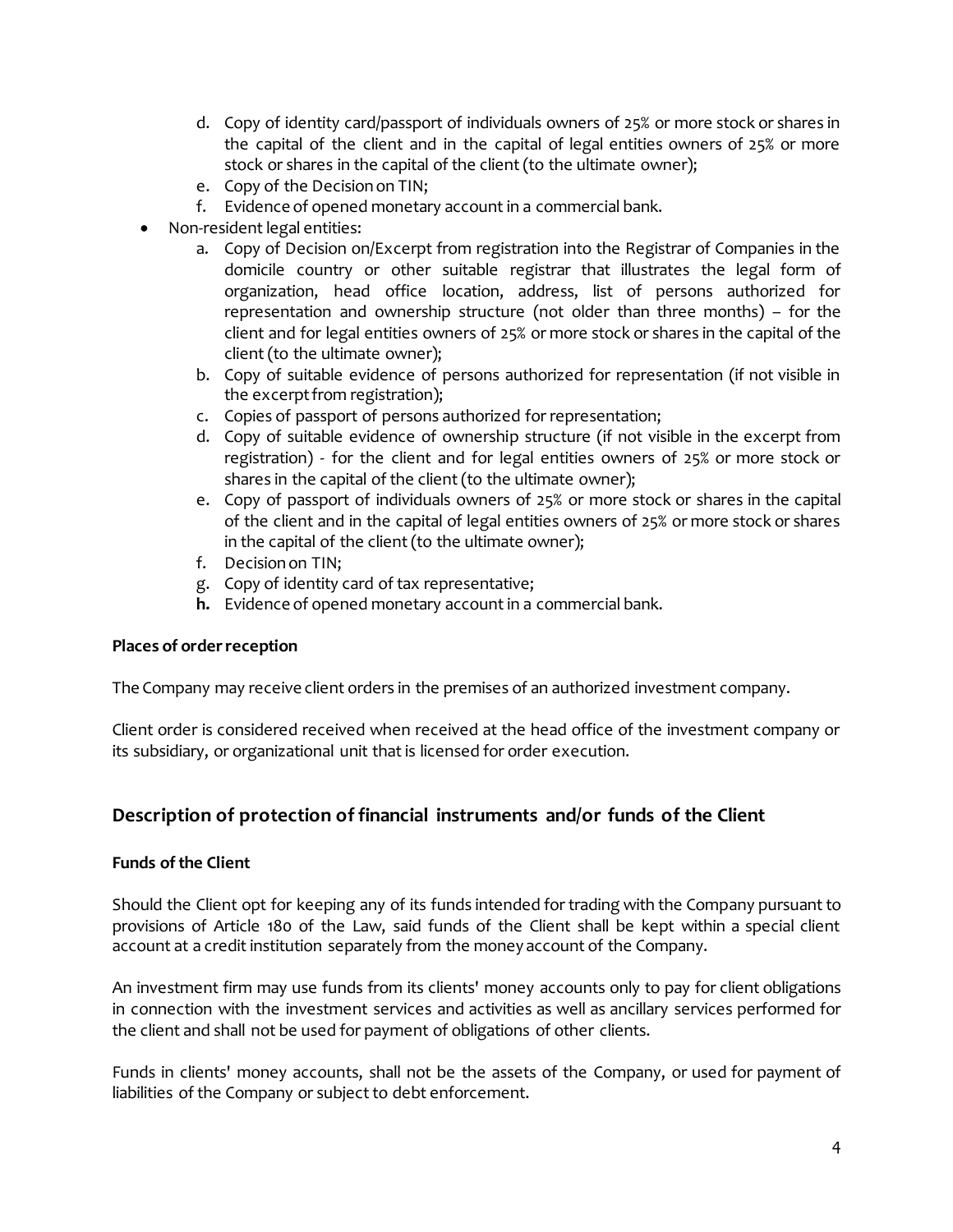d. Copy of identity card/passport of individuals owners of 25% or more stock or shares in the capital of the client and in the capital of legal entities owners of 25% or more stock or shares in the capital of the client (to the ultimate owner);
e. Copy of the Decision on TIN;
f. Evidence of opened monetary account in a commercial bank.

- Non-resident legal entities:
  a. Copy of Decision on/Excerpt from registration into the Registrar of Companies in the domicile country or other suitable registrar that illustrates the legal form of organization, head office location, address, list of persons authorized for representation and ownership structure (not older than three months) – for the client and for legal entities owners of 25% or more stock or shares in the capital of the client (to the ultimate owner);
  b. Copy of suitable evidence of persons authorized for representation (if not visible in the excerpt from registration);
  c. Copies of passport of persons authorized for representation;
  d. Copy of suitable evidence of ownership structure (if not visible in the excerpt from registration) - for the client and for legal entities owners of 25% or more stock or shares in the capital of the client (to the ultimate owner);
  e. Copy of passport of individuals owners of 25% or more stock or shares in the capital of the client and in the capital of legal entities owners of 25% or more stock or shares in the capital of the client (to the ultimate owner);
  f. Decision on TIN;
  g. Copy of identity card of tax representative;
  **h.** Evidence of opened monetary account in a commercial bank.

**Places of order reception**

The Company may receive client orders in the premises of an authorized investment company.

Client order is considered received when received at the head office of the investment company or its subsidiary, or organizational unit that is licensed for order execution.

## Description of protection of financial instruments and/or funds of the Client

**Funds of the Client**

Should the Client opt for keeping any of its funds intended for trading with the Company pursuant to provisions of Article 180 of the Law, said funds of the Client shall be kept within a special client account at a credit institution separately from the money account of the Company.

An investment firm may use funds from its clients' money accounts only to pay for client obligations in connection with the investment services and activities as well as ancillary services performed for the client and shall not be used for payment of obligations of other clients.

Funds in clients' money accounts, shall not be the assets of the Company, or used for payment of liabilities of the Company or subject to debt enforcement.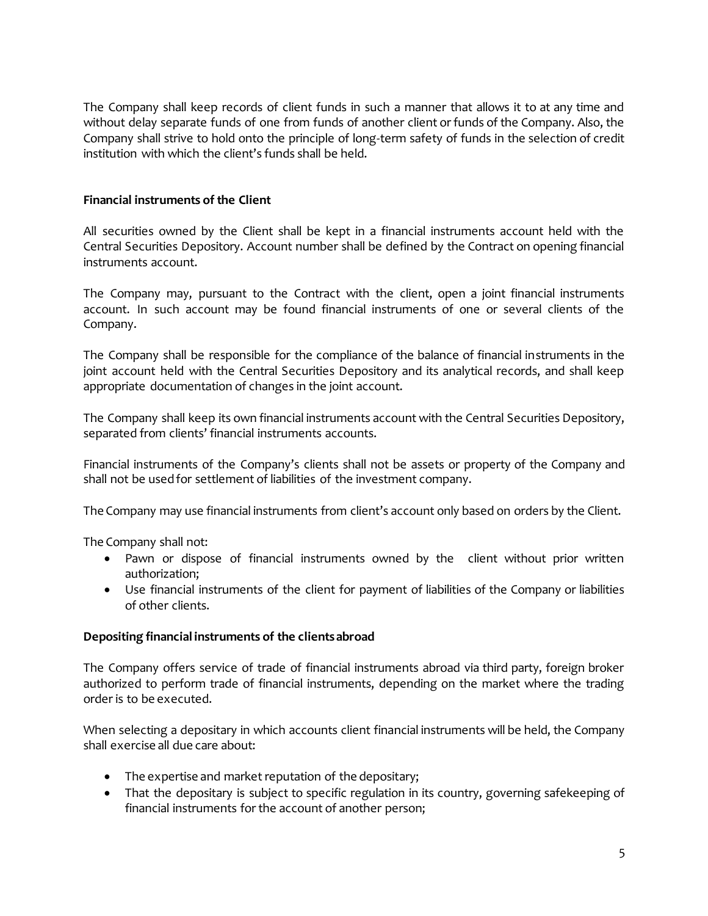The Company shall keep records of client funds in such a manner that allows it to at any time and without delay separate funds of one from funds of another client or funds of the Company. Also, the Company shall strive to hold onto the principle of long-term safety of funds in the selection of credit institution with which the client's funds shall be held.

**Financial instruments of the Client**

All securities owned by the Client shall be kept in a financial instruments account held with the Central Securities Depository. Account number shall be defined by the Contract on opening financial instruments account.

The Company may, pursuant to the Contract with the client, open a joint financial instruments account. In such account may be found financial instruments of one or several clients of the Company.

The Company shall be responsible for the compliance of the balance of financial instruments in the joint account held with the Central Securities Depository and its analytical records, and shall keep appropriate documentation of changes in the joint account.

The Company shall keep its own financial instruments account with the Central Securities Depository, separated from clients' financial instruments accounts.

Financial instruments of the Company's clients shall not be assets or property of the Company and shall not be used for settlement of liabilities of the investment company.

The Company may use financial instruments from client's account only based on orders by the Client.

The Company shall not:

- Pawn or dispose of financial instruments owned by the client without prior written authorization;
- Use financial instruments of the client for payment of liabilities of the Company or liabilities of other clients.

**Depositing financial instruments of the clients abroad**

The Company offers service of trade of financial instruments abroad via third party, foreign broker authorized to perform trade of financial instruments, depending on the market where the trading order is to be executed.

When selecting a depositary in which accounts client financial instruments will be held, the Company shall exercise all due care about:

- The expertise and market reputation of the depositary;
- That the depositary is subject to specific regulation in its country, governing safekeeping of financial instruments for the account of another person;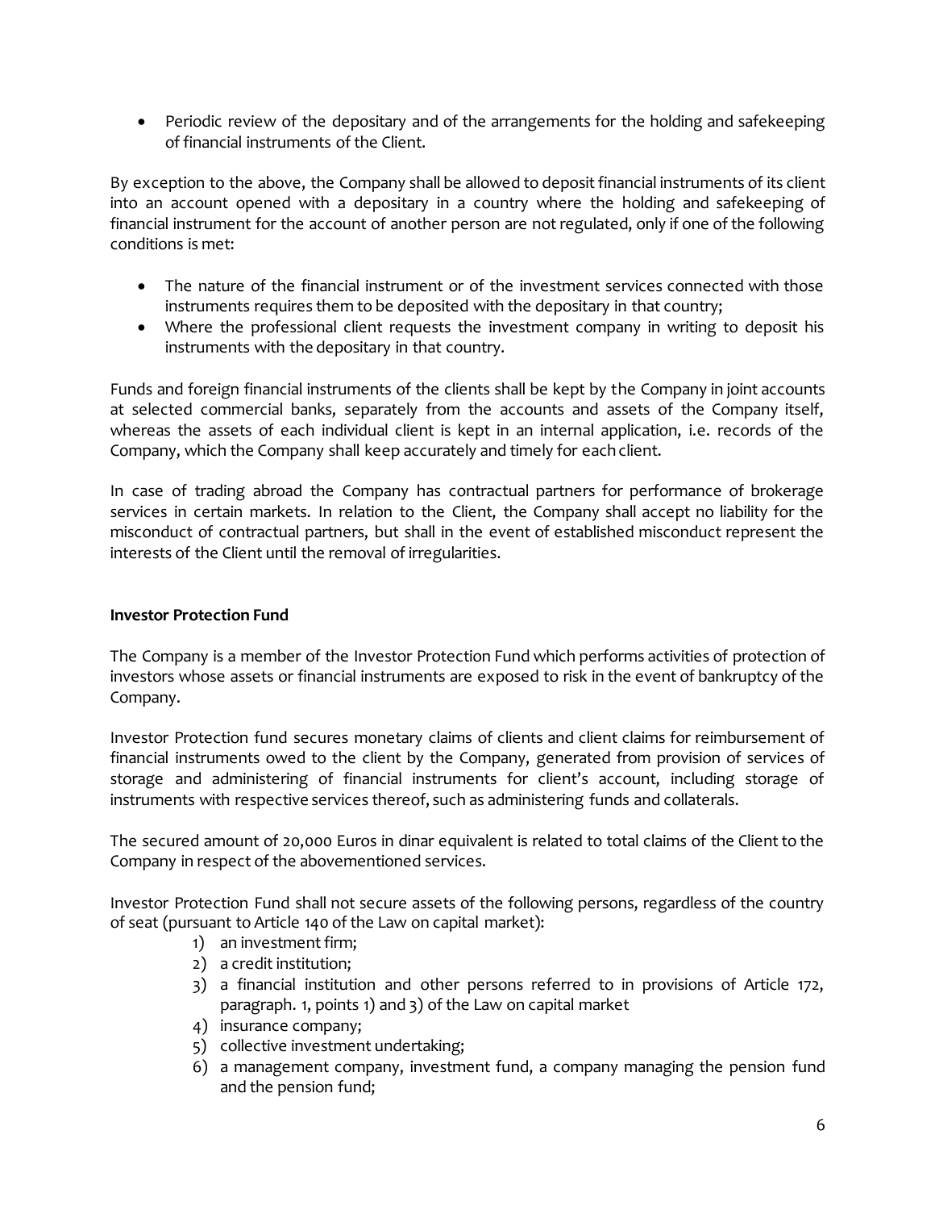- Periodic review of the depositary and of the arrangements for the holding and safekeeping of financial instruments of the Client.

By exception to the above, the Company shall be allowed to deposit financial instruments of its client into an account opened with a depositary in a country where the holding and safekeeping of financial instrument for the account of another person are not regulated, only if one of the following conditions is met:

- The nature of the financial instrument or of the investment services connected with those instruments requires them to be deposited with the depositary in that country;
- Where the professional client requests the investment company in writing to deposit his instruments with the depositary in that country.

Funds and foreign financial instruments of the clients shall be kept by the Company in joint accounts at selected commercial banks, separately from the accounts and assets of the Company itself, whereas the assets of each individual client is kept in an internal application, i.e. records of the Company, which the Company shall keep accurately and timely for each client.

In case of trading abroad the Company has contractual partners for performance of brokerage services in certain markets. In relation to the Client, the Company shall accept no liability for the misconduct of contractual partners, but shall in the event of established misconduct represent the interests of the Client until the removal of irregularities.

**Investor Protection Fund**

The Company is a member of the Investor Protection Fund which performs activities of protection of investors whose assets or financial instruments are exposed to risk in the event of bankruptcy of the Company.

Investor Protection fund secures monetary claims of clients and client claims for reimbursement of financial instruments owed to the client by the Company, generated from provision of services of storage and administering of financial instruments for client's account, including storage of instruments with respective services thereof, such as administering funds and collaterals.

The secured amount of 20,000 Euros in dinar equivalent is related to total claims of the Client to the Company in respect of the abovementioned services.

Investor Protection Fund shall not secure assets of the following persons, regardless of the country of seat (pursuant to Article 140 of the Law on capital market):

1) an investment firm;
2) a credit institution;
3) a financial institution and other persons referred to in provisions of Article 172, paragraph. 1, points 1) and 3) of the Law on capital market
4) insurance company;
5) collective investment undertaking;
6) a management company, investment fund, a company managing the pension fund and the pension fund;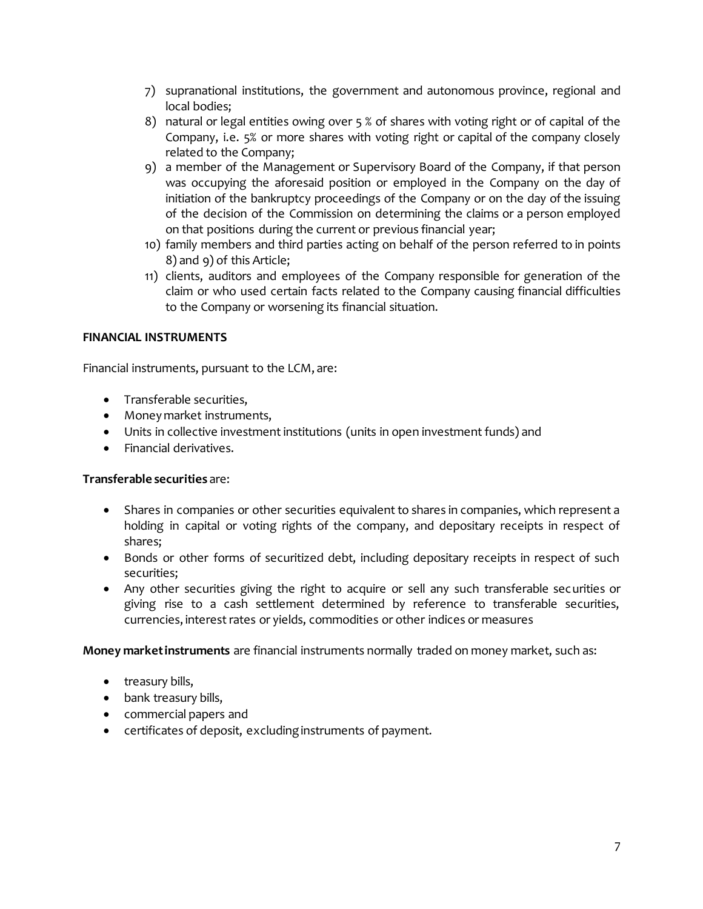7) supranational institutions, the government and autonomous province, regional and local bodies;
8) natural or legal entities owing over 5 % of shares with voting right or of capital of the Company, i.e. 5% or more shares with voting right or capital of the company closely related to the Company;
9) a member of the Management or Supervisory Board of the Company, if that person was occupying the aforesaid position or employed in the Company on the day of initiation of the bankruptcy proceedings of the Company or on the day of the issuing of the decision of the Commission on determining the claims or a person employed on that positions during the current or previous financial year;
10) family members and third parties acting on behalf of the person referred to in points 8) and 9) of this Article;
11) clients, auditors and employees of the Company responsible for generation of the claim or who used certain facts related to the Company causing financial difficulties to the Company or worsening its financial situation.

**FINANCIAL INSTRUMENTS**

Financial instruments, pursuant to the LCM, are:

- Transferable securities,
- Money market instruments,
- Units in collective investment institutions (units in open investment funds) and
- Financial derivatives.

**Transferable securities** are:

- Shares in companies or other securities equivalent to shares in companies, which represent a holding in capital or voting rights of the company, and depositary receipts in respect of shares;
- Bonds or other forms of securitized debt, including depositary receipts in respect of such securities;
- Any other securities giving the right to acquire or sell any such transferable securities or giving rise to a cash settlement determined by reference to transferable securities, currencies, interest rates or yields, commodities or other indices or measures

**Money market instruments** are financial instruments normally traded on money market, such as:

- treasury bills,
- bank treasury bills,
- commercial papers and
- certificates of deposit, excluding instruments of payment.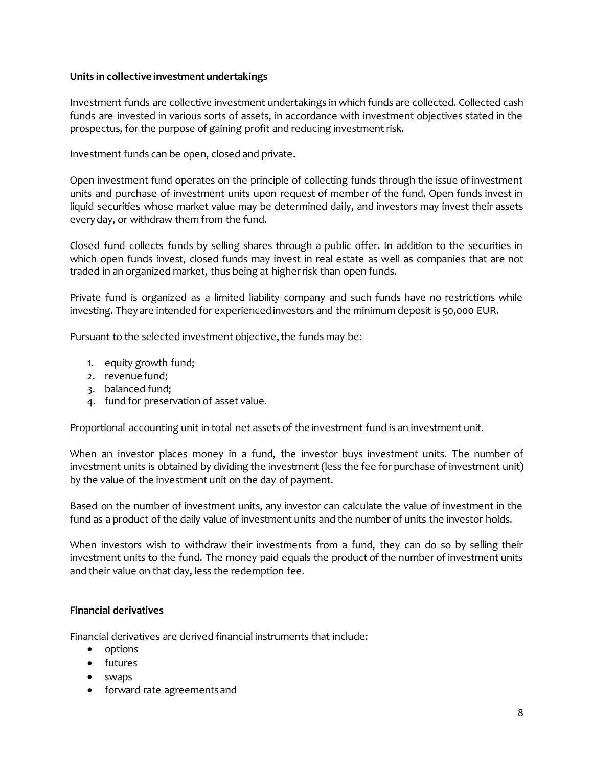**Units in collective investment undertakings**

Investment funds are collective investment undertakings in which funds are collected. Collected cash funds are invested in various sorts of assets, in accordance with investment objectives stated in the prospectus, for the purpose of gaining profit and reducing investment risk.

Investment funds can be open, closed and private.

Open investment fund operates on the principle of collecting funds through the issue of investment units and purchase of investment units upon request of member of the fund. Open funds invest in liquid securities whose market value may be determined daily, and investors may invest their assets every day, or withdraw them from the fund.

Closed fund collects funds by selling shares through a public offer. In addition to the securities in which open funds invest, closed funds may invest in real estate as well as companies that are not traded in an organized market, thus being at higher risk than open funds.

Private fund is organized as a limited liability company and such funds have no restrictions while investing. They are intended for experienced investors and the minimum deposit is 50,000 EUR.

Pursuant to the selected investment objective, the funds may be:

1. equity growth fund;
2. revenue fund;
3. balanced fund;
4. fund for preservation of asset value.

Proportional accounting unit in total net assets of the investment fund is an investment unit.

When an investor places money in a fund, the investor buys investment units. The number of investment units is obtained by dividing the investment (less the fee for purchase of investment unit) by the value of the investment unit on the day of payment.

Based on the number of investment units, any investor can calculate the value of investment in the fund as a product of the daily value of investment units and the number of units the investor holds.

When investors wish to withdraw their investments from a fund, they can do so by selling their investment units to the fund. The money paid equals the product of the number of investment units and their value on that day, less the redemption fee.

**Financial derivatives**

Financial derivatives are derived financial instruments that include:

- options
- futures
- swaps
- forward rate agreements and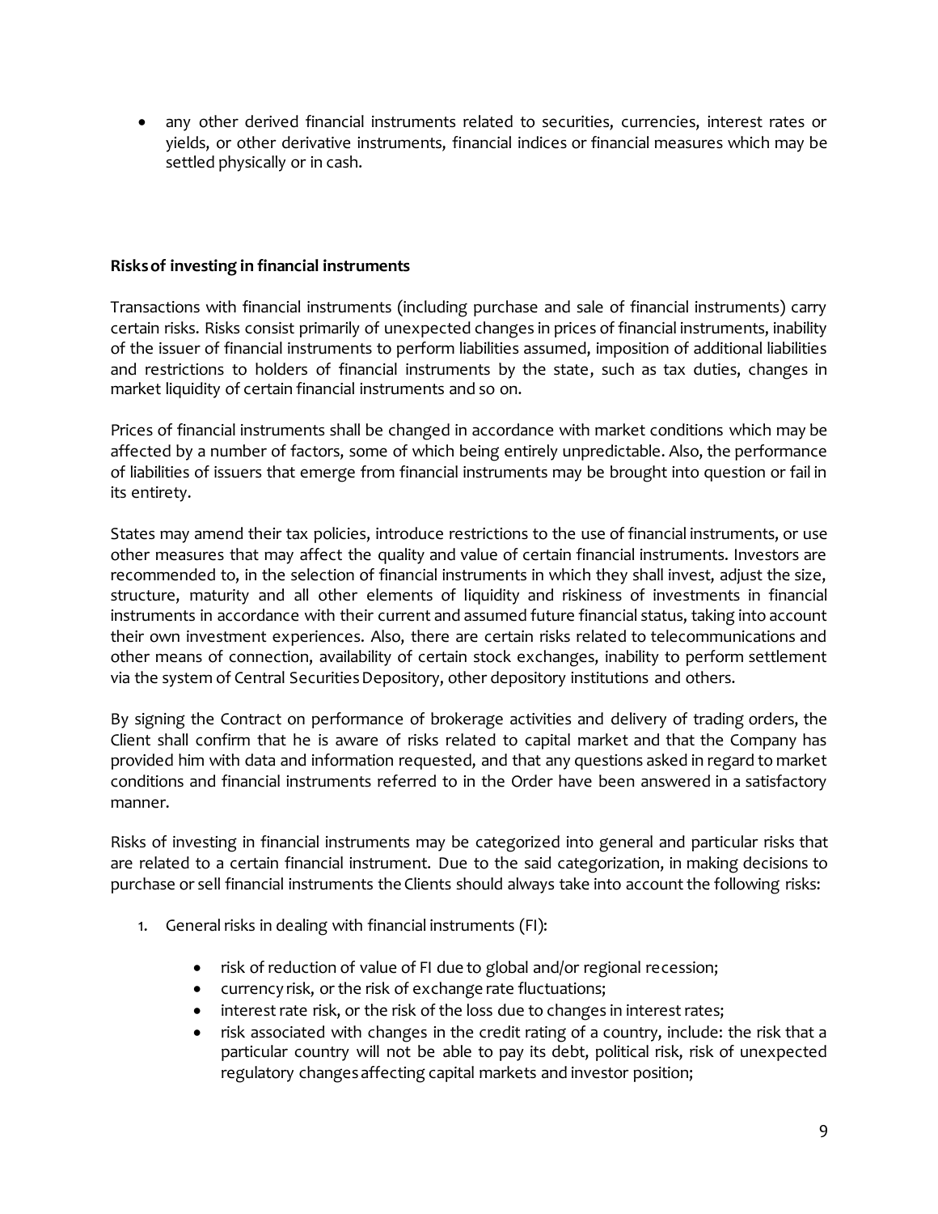- any other derived financial instruments related to securities, currencies, interest rates or yields, or other derivative instruments, financial indices or financial measures which may be settled physically or in cash.

**Risks of investing in financial instruments**

Transactions with financial instruments (including purchase and sale of financial instruments) carry certain risks. Risks consist primarily of unexpected changes in prices of financial instruments, inability of the issuer of financial instruments to perform liabilities assumed, imposition of additional liabilities and restrictions to holders of financial instruments by the state, such as tax duties, changes in market liquidity of certain financial instruments and so on.

Prices of financial instruments shall be changed in accordance with market conditions which may be affected by a number of factors, some of which being entirely unpredictable. Also, the performance of liabilities of issuers that emerge from financial instruments may be brought into question or fail in its entirety.

States may amend their tax policies, introduce restrictions to the use of financial instruments, or use other measures that may affect the quality and value of certain financial instruments. Investors are recommended to, in the selection of financial instruments in which they shall invest, adjust the size, structure, maturity and all other elements of liquidity and riskiness of investments in financial instruments in accordance with their current and assumed future financial status, taking into account their own investment experiences. Also, there are certain risks related to telecommunications and other means of connection, availability of certain stock exchanges, inability to perform settlement via the system of Central Securities Depository, other depository institutions and others.

By signing the Contract on performance of brokerage activities and delivery of trading orders, the Client shall confirm that he is aware of risks related to capital market and that the Company has provided him with data and information requested, and that any questions asked in regard to market conditions and financial instruments referred to in the Order have been answered in a satisfactory manner.

Risks of investing in financial instruments may be categorized into general and particular risks that are related to a certain financial instrument. Due to the said categorization, in making decisions to purchase or sell financial instruments the Clients should always take into account the following risks:

1. General risks in dealing with financial instruments (FI):
    - risk of reduction of value of FI due to global and/or regional recession;
    - currency risk, or the risk of exchange rate fluctuations;
    - interest rate risk, or the risk of the loss due to changes in interest rates;
    - risk associated with changes in the credit rating of a country, include: the risk that a particular country will not be able to pay its debt, political risk, risk of unexpected regulatory changes affecting capital markets and investor position;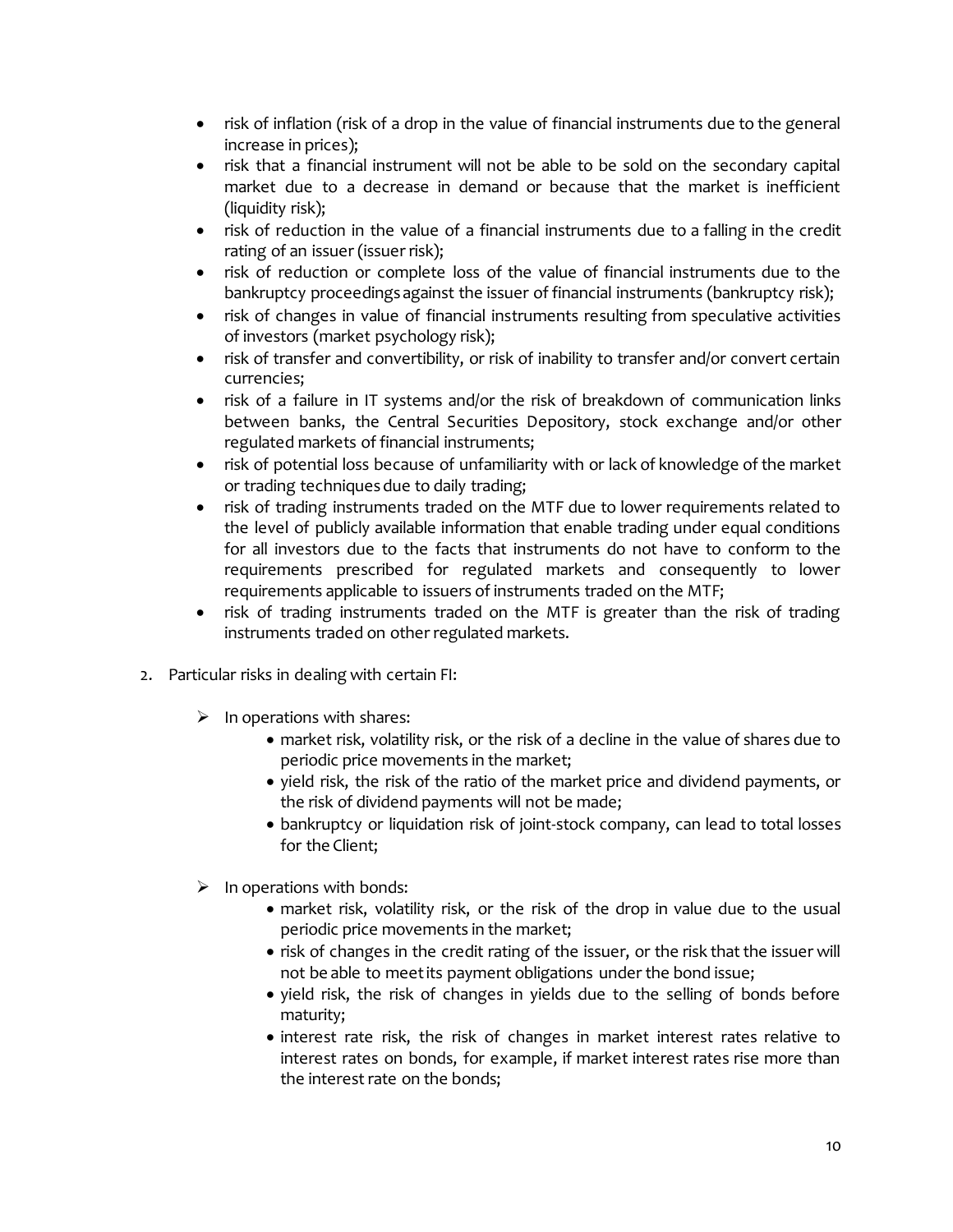- risk of inflation (risk of a drop in the value of financial instruments due to the general increase in prices);
- risk that a financial instrument will not be able to be sold on the secondary capital market due to a decrease in demand or because that the market is inefficient (liquidity risk);
- risk of reduction in the value of a financial instruments due to a falling in the credit rating of an issuer (issuer risk);
- risk of reduction or complete loss of the value of financial instruments due to the bankruptcy proceedings against the issuer of financial instruments (bankruptcy risk);
- risk of changes in value of financial instruments resulting from speculative activities of investors (market psychology risk);
- risk of transfer and convertibility, or risk of inability to transfer and/or convert certain currencies;
- risk of a failure in IT systems and/or the risk of breakdown of communication links between banks, the Central Securities Depository, stock exchange and/or other regulated markets of financial instruments;
- risk of potential loss because of unfamiliarity with or lack of knowledge of the market or trading techniques due to daily trading;
- risk of trading instruments traded on the MTF due to lower requirements related to the level of publicly available information that enable trading under equal conditions for all investors due to the facts that instruments do not have to conform to the requirements prescribed for regulated markets and consequently to lower requirements applicable to issuers of instruments traded on the MTF;
- risk of trading instruments traded on the MTF is greater than the risk of trading instruments traded on other regulated markets.

2. Particular risks in dealing with certain FI:

   - In operations with shares:
     - market risk, volatility risk, or the risk of a decline in the value of shares due to periodic price movements in the market;
     - yield risk, the risk of the ratio of the market price and dividend payments, or the risk of dividend payments will not be made;
     - bankruptcy or liquidation risk of joint-stock company, can lead to total losses for the Client;

   - In operations with bonds:
     - market risk, volatility risk, or the risk of the drop in value due to the usual periodic price movements in the market;
     - risk of changes in the credit rating of the issuer, or the risk that the issuer will not be able to meet its payment obligations under the bond issue;
     - yield risk, the risk of changes in yields due to the selling of bonds before maturity;
     - interest rate risk, the risk of changes in market interest rates relative to interest rates on bonds, for example, if market interest rates rise more than the interest rate on the bonds;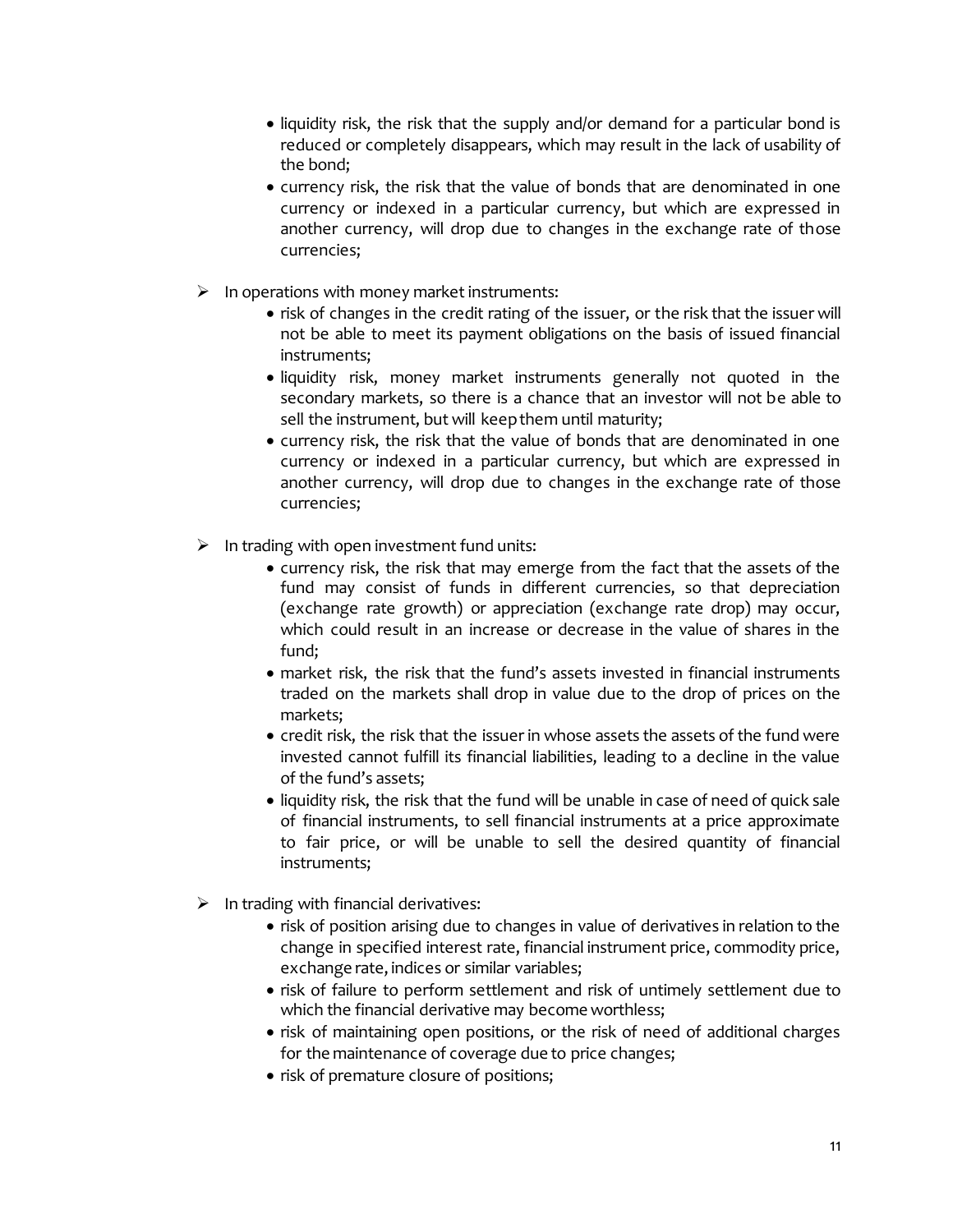- liquidity risk, the risk that the supply and/or demand for a particular bond is reduced or completely disappears, which may result in the lack of usability of the bond;
- currency risk, the risk that the value of bonds that are denominated in one currency or indexed in a particular currency, but which are expressed in another currency, will drop due to changes in the exchange rate of those currencies;

- In operations with money market instruments:
  - risk of changes in the credit rating of the issuer, or the risk that the issuer will not be able to meet its payment obligations on the basis of issued financial instruments;
  - liquidity risk, money market instruments generally not quoted in the secondary markets, so there is a chance that an investor will not be able to sell the instrument, but will keep them until maturity;
  - currency risk, the risk that the value of bonds that are denominated in one currency or indexed in a particular currency, but which are expressed in another currency, will drop due to changes in the exchange rate of those currencies;

- In trading with open investment fund units:
  - currency risk, the risk that may emerge from the fact that the assets of the fund may consist of funds in different currencies, so that depreciation (exchange rate growth) or appreciation (exchange rate drop) may occur, which could result in an increase or decrease in the value of shares in the fund;
  - market risk, the risk that the fund's assets invested in financial instruments traded on the markets shall drop in value due to the drop of prices on the markets;
  - credit risk, the risk that the issuer in whose assets the assets of the fund were invested cannot fulfill its financial liabilities, leading to a decline in the value of the fund's assets;
  - liquidity risk, the risk that the fund will be unable in case of need of quick sale of financial instruments, to sell financial instruments at a price approximate to fair price, or will be unable to sell the desired quantity of financial instruments;

- In trading with financial derivatives:
  - risk of position arising due to changes in value of derivatives in relation to the change in specified interest rate, financial instrument price, commodity price, exchange rate, indices or similar variables;
  - risk of failure to perform settlement and risk of untimely settlement due to which the financial derivative may become worthless;
  - risk of maintaining open positions, or the risk of need of additional charges for the maintenance of coverage due to price changes;
  - risk of premature closure of positions;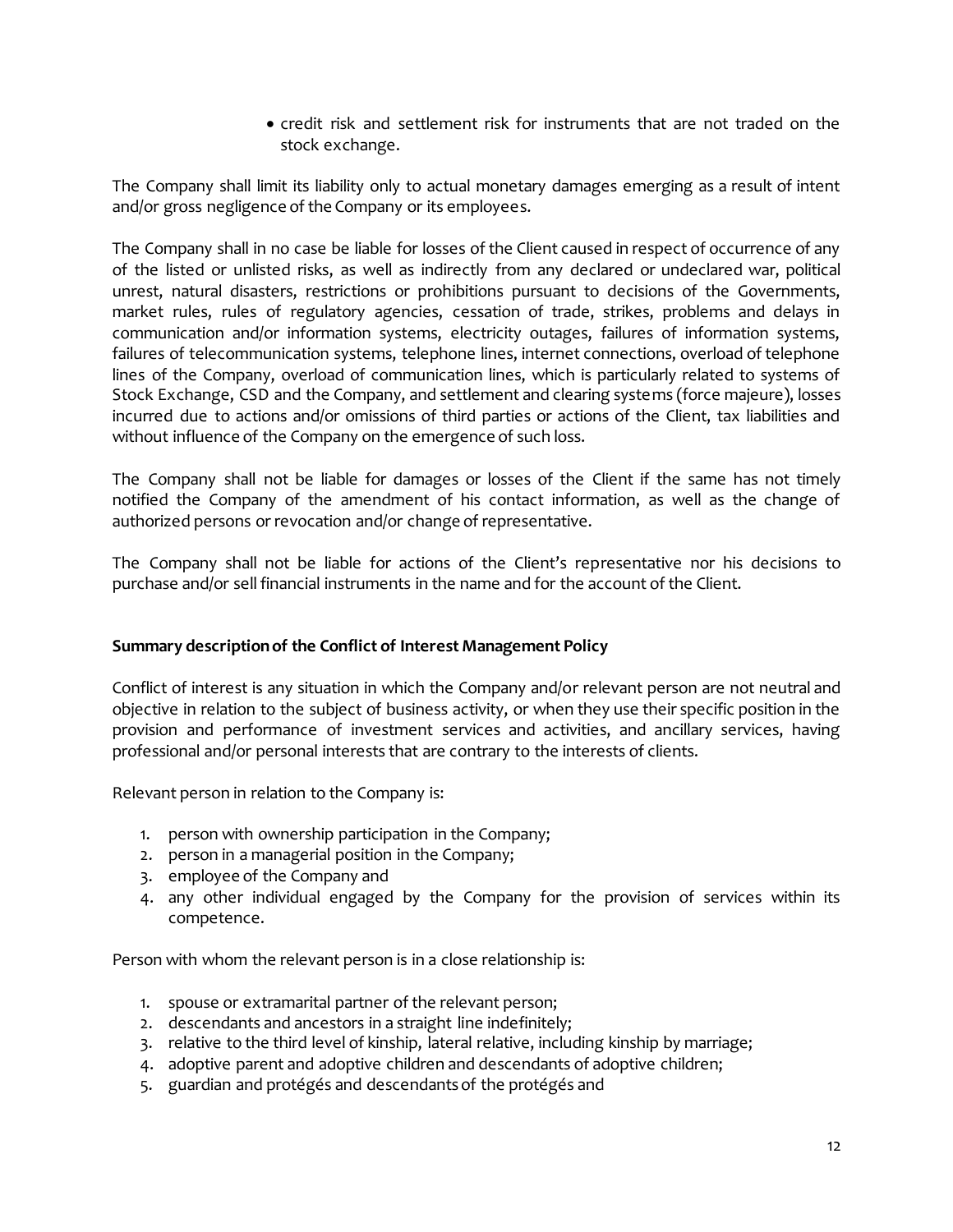- credit risk and settlement risk for instruments that are not traded on the stock exchange.

The Company shall limit its liability only to actual monetary damages emerging as a result of intent and/or gross negligence of the Company or its employees.

The Company shall in no case be liable for losses of the Client caused in respect of occurrence of any of the listed or unlisted risks, as well as indirectly from any declared or undeclared war, political unrest, natural disasters, restrictions or prohibitions pursuant to decisions of the Governments, market rules, rules of regulatory agencies, cessation of trade, strikes, problems and delays in communication and/or information systems, electricity outages, failures of information systems, failures of telecommunication systems, telephone lines, internet connections, overload of telephone lines of the Company, overload of communication lines, which is particularly related to systems of Stock Exchange, CSD and the Company, and settlement and clearing systems (force majeure), losses incurred due to actions and/or omissions of third parties or actions of the Client, tax liabilities and without influence of the Company on the emergence of such loss.

The Company shall not be liable for damages or losses of the Client if the same has not timely notified the Company of the amendment of his contact information, as well as the change of authorized persons or revocation and/or change of representative.

The Company shall not be liable for actions of the Client's representative nor his decisions to purchase and/or sell financial instruments in the name and for the account of the Client.

**Summary description of the Conflict of Interest Management Policy**

Conflict of interest is any situation in which the Company and/or relevant person are not neutral and objective in relation to the subject of business activity, or when they use their specific position in the provision and performance of investment services and activities, and ancillary services, having professional and/or personal interests that are contrary to the interests of clients.

Relevant person in relation to the Company is:

1. person with ownership participation in the Company;
2. person in a managerial position in the Company;
3. employee of the Company and
4. any other individual engaged by the Company for the provision of services within its competence.

Person with whom the relevant person is in a close relationship is:

1. spouse or extramarital partner of the relevant person;
2. descendants and ancestors in a straight line indefinitely;
3. relative to the third level of kinship, lateral relative, including kinship by marriage;
4. adoptive parent and adoptive children and descendants of adoptive children;
5. guardian and protégés and descendants of the protégés and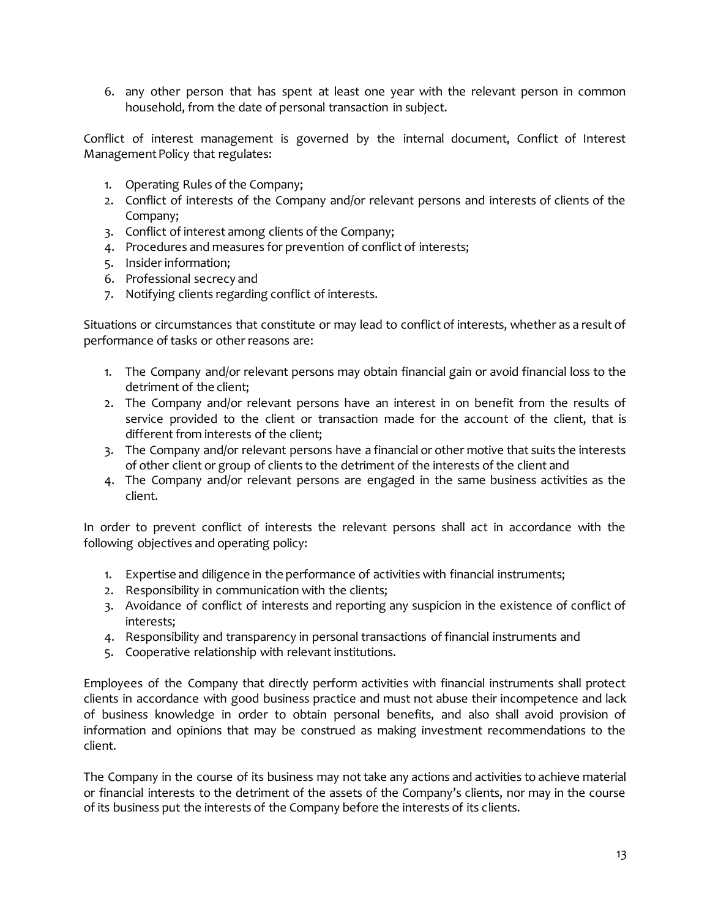6. any other person that has spent at least one year with the relevant person in common household, from the date of personal transaction in subject.

Conflict of interest management is governed by the internal document, Conflict of Interest Management Policy that regulates:

1. Operating Rules of the Company;
2. Conflict of interests of the Company and/or relevant persons and interests of clients of the Company;
3. Conflict of interest among clients of the Company;
4. Procedures and measures for prevention of conflict of interests;
5. Insider information;
6. Professional secrecy and
7. Notifying clients regarding conflict of interests.

Situations or circumstances that constitute or may lead to conflict of interests, whether as a result of performance of tasks or other reasons are:

1. The Company and/or relevant persons may obtain financial gain or avoid financial loss to the detriment of the client;
2. The Company and/or relevant persons have an interest in on benefit from the results of service provided to the client or transaction made for the account of the client, that is different from interests of the client;
3. The Company and/or relevant persons have a financial or other motive that suits the interests of other client or group of clients to the detriment of the interests of the client and
4. The Company and/or relevant persons are engaged in the same business activities as the client.

In order to prevent conflict of interests the relevant persons shall act in accordance with the following objectives and operating policy:

1. Expertise and diligence in the performance of activities with financial instruments;
2. Responsibility in communication with the clients;
3. Avoidance of conflict of interests and reporting any suspicion in the existence of conflict of interests;
4. Responsibility and transparency in personal transactions of financial instruments and
5. Cooperative relationship with relevant institutions.

Employees of the Company that directly perform activities with financial instruments shall protect clients in accordance with good business practice and must not abuse their incompetence and lack of business knowledge in order to obtain personal benefits, and also shall avoid provision of information and opinions that may be construed as making investment recommendations to the client.

The Company in the course of its business may not take any actions and activities to achieve material or financial interests to the detriment of the assets of the Company's clients, nor may in the course of its business put the interests of the Company before the interests of its clients.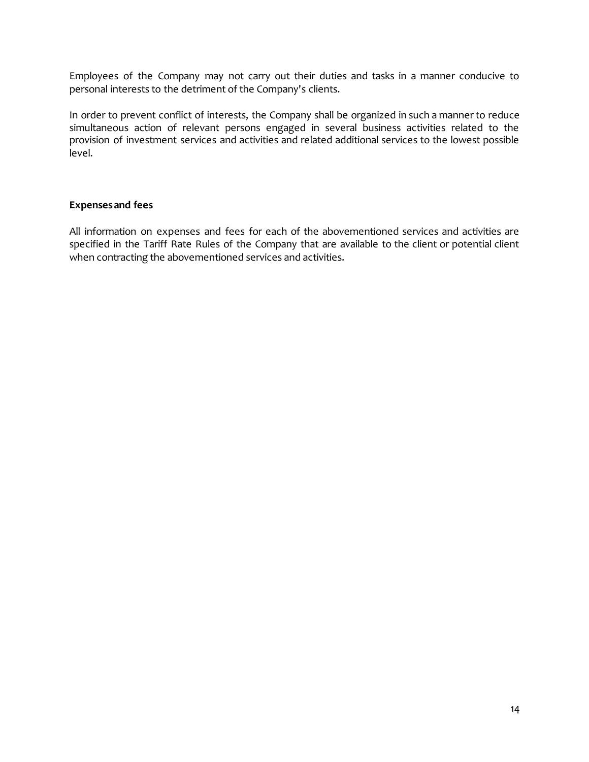Employees of the Company may not carry out their duties and tasks in a manner conducive to personal interests to the detriment of the Company's clients.

In order to prevent conflict of interests, the Company shall be organized in such a manner to reduce simultaneous action of relevant persons engaged in several business activities related to the provision of investment services and activities and related additional services to the lowest possible level.

**Expenses and fees**

All information on expenses and fees for each of the abovementioned services and activities are specified in the Tariff Rate Rules of the Company that are available to the client or potential client when contracting the abovementioned services and activities.